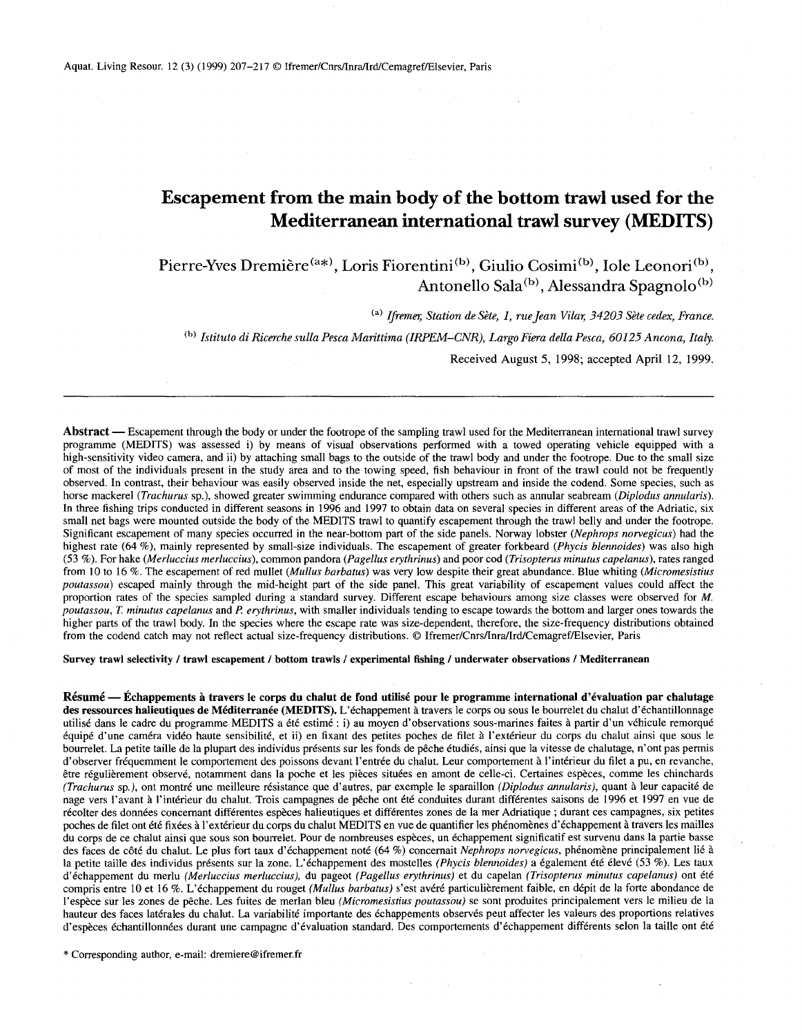# Escapement from the main body of the bottom trawl used for the Mediterranean international trawl survey (MEDITS)

Pierre-Yves Dremière[a*], Loris Fiorentini[b], Giulio Cosimi[b], Iole Leonori[b], Antonello Sala[b], Alessandra Spagnolo[b]

[a] *Ifremer, Station de Sète, 1, rue Jean Vilar, 34203 Sète cedex, France.*

[b] *Istituto di Ricerche sulla Pesca Marittima (IRPEM–CNR), Largo Fiera della Pesca, 60125 Ancona, Italy.*

Received August 5, 1998; accepted April 12, 1999.

---

**Abstract** — Escapement through the body or under the footrope of the sampling trawl used for the Mediterranean international trawl survey programme (MEDITS) was assessed i) by means of visual observations performed with a towed operating vehicle equipped with a high-sensitivity video camera, and ii) by attaching small bags to the outside of the trawl body and under the footrope. Due to the small size of most of the individuals present in the study area and to the towing speed, fish behaviour in front of the trawl could not be frequently observed. In contrast, their behaviour was easily observed inside the net, especially upstream and inside the codend. Some species, such as horse mackerel (*Trachurus* sp.), showed greater swimming endurance compared with others such as annular seabream (*Diplodus annularis*). In three fishing trips conducted in different seasons in 1996 and 1997 to obtain data on several species in different areas of the Adriatic, six small net bags were mounted outside the body of the MEDITS trawl to quantify escapement through the trawl belly and under the footrope. Significant escapement of many species occurred in the near-bottom part of the side panels. Norway lobster (*Nephrops norvegicus*) had the highest rate (64 %), mainly represented by small-size individuals. The escapement of greater forkbeard (*Phycis blennoides*) was also high (53 %). For hake (*Merluccius merluccius*), common pandora (*Pagellus erythrinus*) and poor cod (*Trisopterus minutus capelanus*), rates ranged from 10 to 16 %. The escapement of red mullet (*Mullus barbatus*) was very low despite their great abundance. Blue whiting (*Micromesistius poutassou*) escaped mainly through the mid-height part of the side panel. This great variability of escapement values could affect the proportion rates of the species sampled during a standard survey. Different escape behaviours among size classes were observed for *M. poutassou*, *T. minutus capelanus* and *P. erythrinus*, with smaller individuals tending to escape towards the bottom and larger ones towards the higher parts of the trawl body. In the species where the escape rate was size-dependent, therefore, the size-frequency distributions obtained from the codend catch may not reflect actual size-frequency distributions. © Ifremer/Cnrs/Inra/Ird/Cemagref/Elsevier, Paris

**Survey trawl selectivity / trawl escapement / bottom trawls / experimental fishing / underwater observations / Mediterranean**

**Résumé — Échappements à travers le corps du chalut de fond utilisé pour le programme international d'évaluation par chalutage des ressources halieutiques de Méditerranée (MEDITS).** L'échappement à travers le corps ou sous le bourrelet du chalut d'échantillonnage utilisé dans le cadre du programme MEDITS a été estimé : i) au moyen d'observations sous-marines faites à partir d'un véhicule remorqué équipé d'une caméra vidéo haute sensibilité, et ii) en fixant des petites poches de filet à l'extérieur du corps du chalut ainsi que sous le bourrelet. La petite taille de la plupart des individus présents sur les fonds de pêche étudiés, ainsi que la vitesse de chalutage, n'ont pas permis d'observer fréquemment le comportement des poissons devant l'entrée du chalut. Leur comportement à l'intérieur du filet a pu, en revanche, être régulièrement observé, notamment dans la poche et les pièces situées en amont de celle-ci. Certaines espèces, comme les chinchards (*Trachurus* sp.), ont montré une meilleure résistance que d'autres, par exemple le sparaillon (*Diplodus annularis*), quant à leur capacité de nage vers l'avant à l'intérieur du chalut. Trois campagnes de pêche ont été conduites durant différentes saisons de 1996 et 1997 en vue de récolter des données concernant différentes espèces halieutiques et différentes zones de la mer Adriatique ; durant ces campagnes, six petites poches de filet ont été fixées à l'extérieur du corps du chalut MEDITS en vue de quantifier les phénomènes d'échappement à travers les mailles du corps de ce chalut ainsi que sous son bourrelet. Pour de nombreuses espèces, un échappement significatif est survenu dans la partie basse des faces de côté du chalut. Le plus fort taux d'échappement noté (64 %) concernait *Nephrops norvegicus*, phénomène principalement lié à la petite taille des individus présents sur la zone. L'échappement des mostelles (*Phycis blennoides*) a également été élevé (53 %). Les taux d'échappement du merlu (*Merluccius merluccius*), du pageot (*Pagellus erythrinus*) et du capelan (*Trisopterus minutus capelanus*) ont été compris entre 10 et 16 %. L'échappement du rouget (*Mullus barbatus*) s'est avéré particulièrement faible, en dépit de la forte abondance de l'espèce sur les zones de pêche. Les fuites de merlan bleu (*Micromesistius poutassou*) se sont produites principalement vers le milieu de la hauteur des faces latérales du chalut. La variabilité importante des échappements observés peut affecter les valeurs des proportions relatives d'espèces échantillonnées durant une campagne d'évaluation standard. Des comportements d'échappement différents selon la taille ont été

\* Corresponding author, e-mail: dremiere@ifremer.fr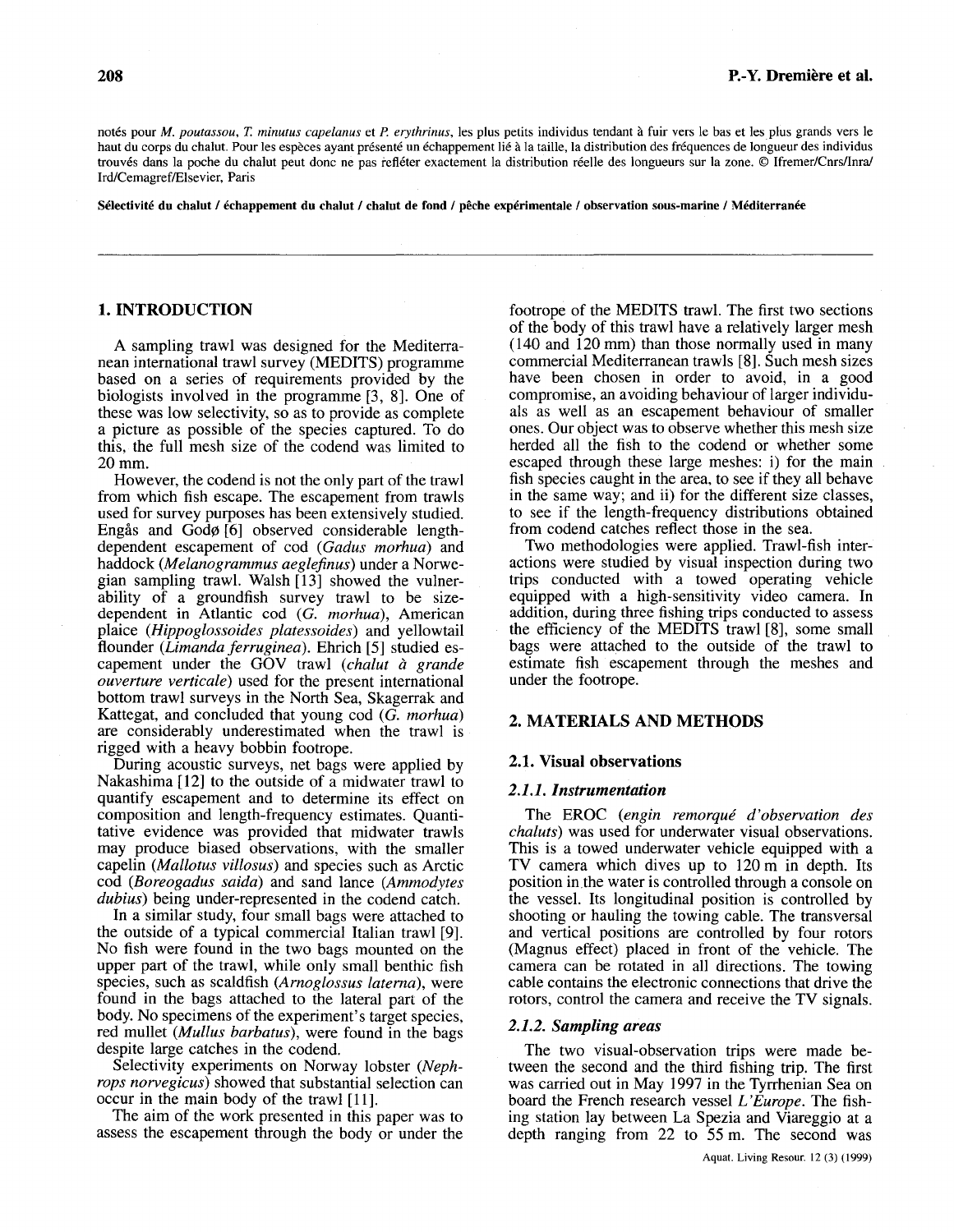notés pour *M. poutassou*, *T. minutus capelanus* et *P. erythrinus*, les plus petits individus tendant à fuir vers le bas et les plus grands vers le haut du corps du chalut. Pour les espèces ayant présenté un échappement lié à la taille, la distribution des fréquences de longueur des individus trouvés dans la poche du chalut peut donc ne pas refléter exactement la distribution réelle des longueurs sur la zone. © Ifremer/Cnrs/Inra/Ird/Cemagref/Elsevier, Paris

**Sélectivité du chalut / échappement du chalut / chalut de fond / pêche expérimentale / observation sous-marine / Méditerranée**

## 1. INTRODUCTION

A sampling trawl was designed for the Mediterranean international trawl survey (MEDITS) programme based on a series of requirements provided by the biologists involved in the programme [3, 8]. One of these was low selectivity, so as to provide as complete a picture as possible of the species captured. To do this, the full mesh size of the codend was limited to 20 mm.

However, the codend is not the only part of the trawl from which fish escape. The escapement from trawls used for survey purposes has been extensively studied. Engås and Godø [6] observed considerable length-dependent escapement of cod (*Gadus morhua*) and haddock (*Melanogrammus aeglefinus*) under a Norwegian sampling trawl. Walsh [13] showed the vulnerability of a groundfish survey trawl to be size-dependent in Atlantic cod (*G. morhua*), American plaice (*Hippoglossoides platessoides*) and yellowtail flounder (*Limanda ferruginea*). Ehrich [5] studied escapement under the GOV trawl (*chalut à grande ouverture verticale*) used for the present international bottom trawl surveys in the North Sea, Skagerrak and Kattegat, and concluded that young cod (*G. morhua*) are considerably underestimated when the trawl is rigged with a heavy bobbin footrope.

During acoustic surveys, net bags were applied by Nakashima [12] to the outside of a midwater trawl to quantify escapement and to determine its effect on composition and length-frequency estimates. Quantitative evidence was provided that midwater trawls may produce biased observations, with the smaller capelin (*Mallotus villosus*) and species such as Arctic cod (*Boreogadus saida*) and sand lance (*Ammodytes dubius*) being under-represented in the codend catch.

In a similar study, four small bags were attached to the outside of a typical commercial Italian trawl [9]. No fish were found in the two bags mounted on the upper part of the trawl, while only small benthic fish species, such as scaldfish (*Arnoglossus laterna*), were found in the bags attached to the lateral part of the body. No specimens of the experiment's target species, red mullet (*Mullus barbatus*), were found in the bags despite large catches in the codend.

Selectivity experiments on Norway lobster (*Nephrops norvegicus*) showed that substantial selection can occur in the main body of the trawl [11].

The aim of the work presented in this paper was to assess the escapement through the body or under the footrope of the MEDITS trawl. The first two sections of the body of this trawl have a relatively larger mesh (140 and 120 mm) than those normally used in many commercial Mediterranean trawls [8]. Such mesh sizes have been chosen in order to avoid, in a good compromise, an avoiding behaviour of larger individuals as well as an escapement behaviour of smaller ones. Our object was to observe whether this mesh size herded all the fish to the codend or whether some escaped through these large meshes: i) for the main fish species caught in the area, to see if they all behave in the same way; and ii) for the different size classes, to see if the length-frequency distributions obtained from codend catches reflect those in the sea.

Two methodologies were applied. Trawl-fish interactions were studied by visual inspection during two trips conducted with a towed operating vehicle equipped with a high-sensitivity video camera. In addition, during three fishing trips conducted to assess the efficiency of the MEDITS trawl [8], some small bags were attached to the outside of the trawl to estimate fish escapement through the meshes and under the footrope.

## 2. MATERIALS AND METHODS

### 2.1. Visual observations

#### 2.1.1. Instrumentation

The EROC (*engin remorqué d'observation des chaluts*) was used for underwater visual observations. This is a towed underwater vehicle equipped with a TV camera which dives up to 120 m in depth. Its position in the water is controlled through a console on the vessel. Its longitudinal position is controlled by shooting or hauling the towing cable. The transversal and vertical positions are controlled by four rotors (Magnus effect) placed in front of the vehicle. The camera can be rotated in all directions. The towing cable contains the electronic connections that drive the rotors, control the camera and receive the TV signals.

#### 2.1.2. Sampling areas

The two visual-observation trips were made between the second and the third fishing trip. The first was carried out in May 1997 in the Tyrrhenian Sea on board the French research vessel *L'Europe*. The fishing station lay between La Spezia and Viareggio at a depth ranging from 22 to 55 m. The second was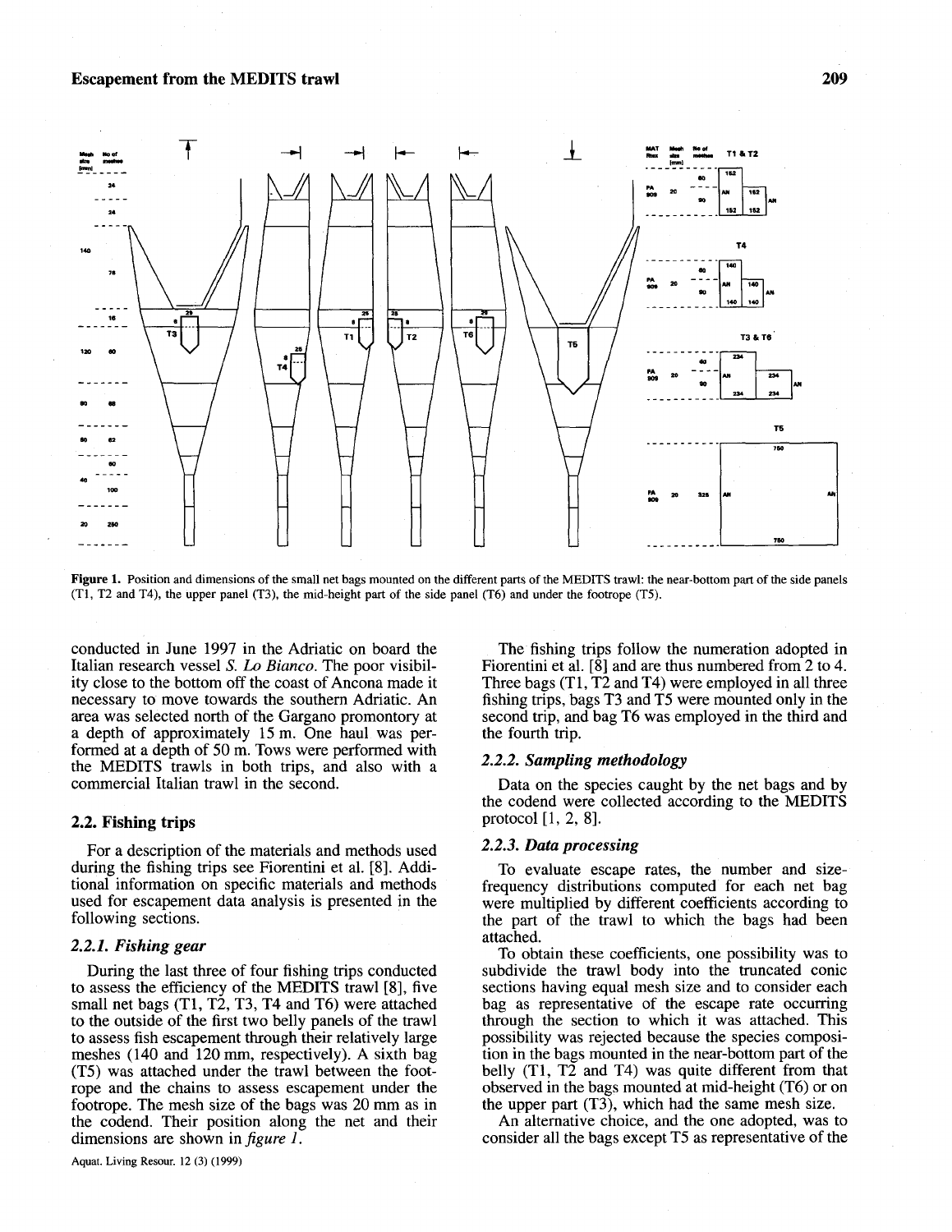**Figure 1.** Position and dimensions of the small net bags mounted on the different parts of the MEDITS trawl: the near-bottom part of the side panels (T1, T2 and T4), the upper panel (T3), the mid-height part of the side panel (T6) and under the footrope (T5).

conducted in June 1997 in the Adriatic on board the Italian research vessel *S. Lo Bianco*. The poor visibility close to the bottom off the coast of Ancona made it necessary to move towards the southern Adriatic. An area was selected north of the Gargano promontory at a depth of approximately 15 m. One haul was performed at a depth of 50 m. Tows were performed with the MEDITS trawls in both trips, and also with a commercial Italian trawl in the second.

## 2.2. Fishing trips

For a description of the materials and methods used during the fishing trips see Fiorentini et al. [8]. Additional information on specific materials and methods used for escapement data analysis is presented in the following sections.

### 2.2.1. Fishing gear

During the last three of four fishing trips conducted to assess the efficiency of the MEDITS trawl [8], five small net bags (T1, T2, T3, T4 and T6) were attached to the outside of the first two belly panels of the trawl to assess fish escapement through their relatively large meshes (140 and 120 mm, respectively). A sixth bag (T5) was attached under the trawl between the footrope and the chains to assess escapement under the footrope. The mesh size of the bags was 20 mm as in the codend. Their position along the net and their dimensions are shown in *figure 1*.

The fishing trips follow the numeration adopted in Fiorentini et al. [8] and are thus numbered from 2 to 4. Three bags (T1, T2 and T4) were employed in all three fishing trips, bags T3 and T5 were mounted only in the second trip, and bag T6 was employed in the third and the fourth trip.

### 2.2.2. Sampling methodology

Data on the species caught by the net bags and by the codend were collected according to the MEDITS protocol [1, 2, 8].

### 2.2.3. Data processing

To evaluate escape rates, the number and size-frequency distributions computed for each net bag were multiplied by different coefficients according to the part of the trawl to which the bags had been attached.

To obtain these coefficients, one possibility was to subdivide the trawl body into the truncated conic sections having equal mesh size and to consider each bag as representative of the escape rate occurring through the section to which it was attached. This possibility was rejected because the species composition in the bags mounted in the near-bottom part of the belly (T1, T2 and T4) was quite different from that observed in the bags mounted at mid-height (T6) or on the upper part (T3), which had the same mesh size.

An alternative choice, and the one adopted, was to consider all the bags except T5 as representative of the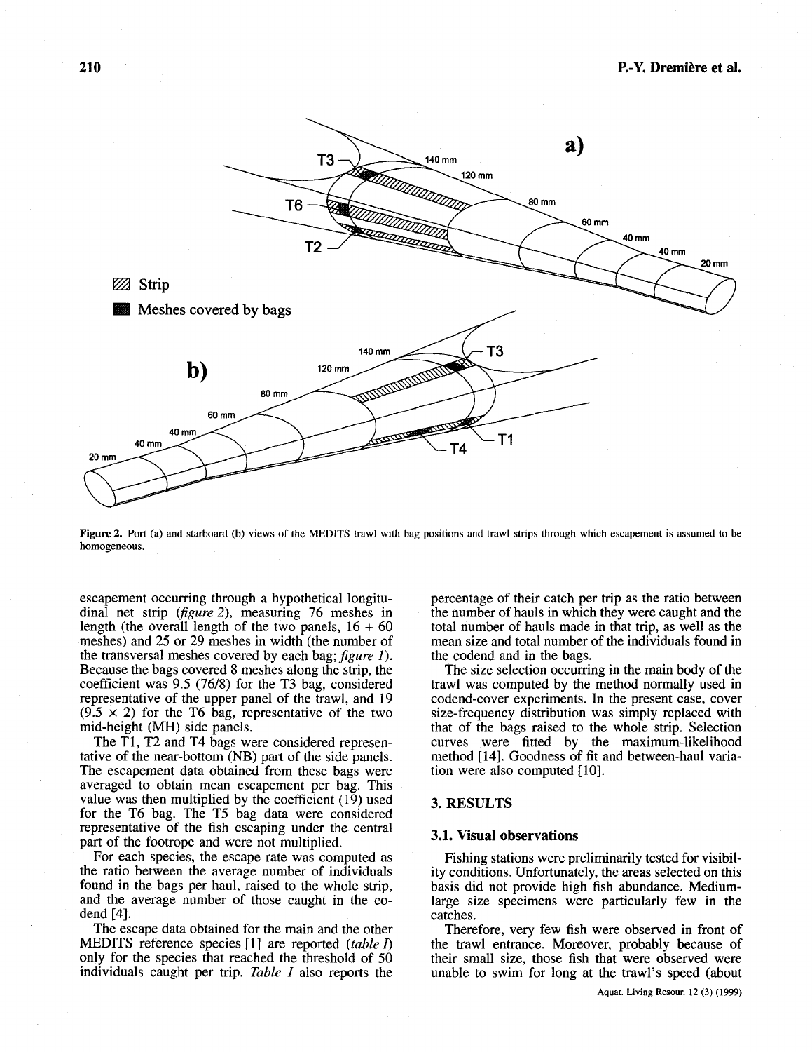Figure 2. Port (a) and starboard (b) views of the MEDITS trawl with bag positions and trawl strips through which escapement is assumed to be homogeneous.

escapement occurring through a hypothetical longitudinal net strip (*figure 2*), measuring 76 meshes in length (the overall length of the two panels, 16 + 60 meshes) and 25 or 29 meshes in width (the number of the transversal meshes covered by each bag; *figure 1*). Because the bags covered 8 meshes along the strip, the coefficient was 9.5 (76/8) for the T3 bag, considered representative of the upper panel of the trawl, and 19 ($9.5 \times 2$) for the T6 bag, representative of the two mid-height (MH) side panels.

The T1, T2 and T4 bags were considered representative of the near-bottom (NB) part of the side panels. The escapement data obtained from these bags were averaged to obtain mean escapement per bag. This value was then multiplied by the coefficient (19) used for the T6 bag. The T5 bag data were considered representative of the fish escaping under the central part of the footrope and were not multiplied.

For each species, the escape rate was computed as the ratio between the average number of individuals found in the bags per haul, raised to the whole strip, and the average number of those caught in the codend [4].

The escape data obtained for the main and the other MEDITS reference species [1] are reported (*table I*) only for the species that reached the threshold of 50 individuals caught per trip. *Table I* also reports the percentage of their catch per trip as the ratio between the number of hauls in which they were caught and the total number of hauls made in that trip, as well as the mean size and total number of the individuals found in the codend and in the bags.

The size selection occurring in the main body of the trawl was computed by the method normally used in codend-cover experiments. In the present case, cover size-frequency distribution was simply replaced with that of the bags raised to the whole strip. Selection curves were fitted by the maximum-likelihood method [14]. Goodness of fit and between-haul variation were also computed [10].

## 3. RESULTS

### 3.1. Visual observations

Fishing stations were preliminarily tested for visibility conditions. Unfortunately, the areas selected on this basis did not provide high fish abundance. Medium-large size specimens were particularly few in the catches.

Therefore, very few fish were observed in front of the trawl entrance. Moreover, probably because of their small size, those fish that were observed were unable to swim for long at the trawl's speed (about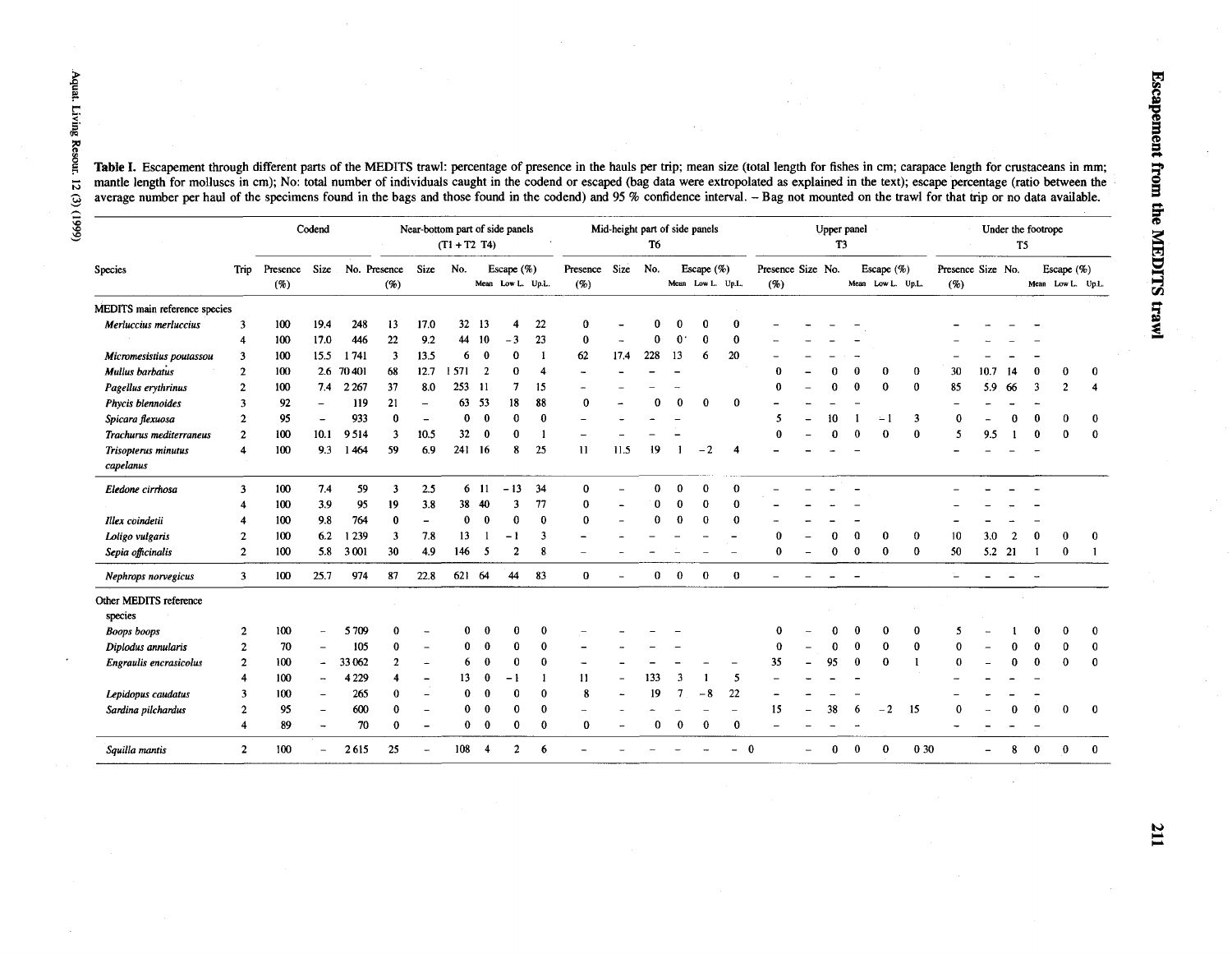**Table I.** Escapement through different parts of the MEDITS trawl: percentage of presence in the hauls per trip; mean size (total length for fishes in cm; carapace length for crustaceans in mm; mantle length for molluscs in cm); No: total number of individuals caught in the codend or escaped (bag data were extrapolated as explained in the text); escape percentage (ratio between the average number per haul of the specimens found in the bags and those found in the codend) and 95 % confidence interval. – Bag not mounted on the trawl for that trip or no data available.

| | | Codend | | | Near-bottom part of side panels (T1 + T2 T4) | | | | | | Mid-height part of side panels T6 | | | | | | Upper panel T3 | | | | | | Under the footrope T5 | | | | | |
|---|---|---|---|---|---|---|---|---|---|---|---|---|---|---|---|---|---|---|---|---|---|---|---|---|---|---|---|---|
| | | | | | | | | Escape (%) | | | | | | Escape (%) | | | | | | Escape (%) | | | | | | Escape (%) | | |
| Species | Trip | Presence (%) | Size | No. | Presence (%) | Size | No. | Mean | Low L. | Up.L. | Presence (%) | Size | No. | Mean | Low L. | Up.L. | Presence (%) | Size | No. | Mean | Low L. | Up.L. | Presence (%) | Size | No. | Mean | Low L. | Up.L. |
| **MEDITS main reference species** | | | | | | | | | | | | | | | | | | | | | | | | | | | | |
| *Merluccius merluccius* | 3 | 100 | 19.4 | 248 | 13 | 17.0 | 32 | 13 | 4 | 22 | 0 | – | 0 | 0 | 0 | 0 | – | – | – | – | | | – | – | – | – | | |
| | 4 | 100 | 17.0 | 446 | 22 | 9.2 | 44 | 10 | −3 | 23 | 0 | – | 0 | 0 | 0 | 0 | – | – | – | – | | | – | – | – | – | | |
| *Micromesistius poutassou* | 3 | 100 | 15.5 | 1 741 | 3 | 13.5 | 6 | 0 | 0 | 1 | 62 | 17.4 | 228 | 13 | 6 | 20 | – | – | – | – | | | – | – | – | – | | |
| *Mullus barbatus* | 2 | 100 | 2.6 | 70 401 | 68 | 12.7 | 1 571 | 2 | 0 | 4 | – | – | – | – | | | 0 | – | 0 | 0 | 0 | 0 | 30 | 10.7 | 14 | 0 | 0 | 0 |
| *Pagellus erythrinus* | 2 | 100 | 7.4 | 2 267 | 37 | 8.0 | 253 | 11 | 7 | 15 | – | – | – | – | | | 0 | – | 0 | 0 | 0 | 0 | 85 | 5.9 | 66 | 3 | 2 | 4 |
| *Phycis blennoides* | 3 | 92 | – | 119 | 21 | – | 63 | 53 | 18 | 88 | 0 | – | 0 | 0 | 0 | 0 | – | – | – | – | | | – | – | – | – | | |
| *Spicara flexuosa* | 2 | 95 | – | 933 | 0 | – | 0 | 0 | 0 | 0 | – | – | – | – | | | 5 | – | 10 | 1 | −1 | 3 | 0 | – | 0 | 0 | 0 | 0 |
| *Trachurus mediterraneus* | 2 | 100 | 10.1 | 9 514 | 3 | 10.5 | 32 | 0 | 0 | 1 | – | – | – | – | | | 0 | – | 0 | 0 | 0 | 0 | 5 | 9.5 | 1 | 0 | 0 | 0 |
| *Trisopterus minutus capelanus* | 4 | 100 | 9.3 | 1 464 | 59 | 6.9 | 241 | 16 | 8 | 25 | 11 | 11.5 | 19 | 1 | −2 | 4 | – | – | – | – | | | – | – | – | – | | |
| *Eledone cirrhosa* | 3 | 100 | 7.4 | 59 | 3 | 2.5 | 6 | 11 | −13 | 34 | 0 | – | 0 | 0 | 0 | 0 | – | – | – | – | | | – | – | – | – | | |
| | 4 | 100 | 3.9 | 95 | 19 | 3.8 | 38 | 40 | 3 | 77 | 0 | – | 0 | 0 | 0 | 0 | – | – | – | – | | | – | – | – | – | | |
| *Illex coindetii* | 4 | 100 | 9.8 | 764 | 0 | – | 0 | 0 | 0 | 0 | 0 | – | 0 | 0 | 0 | 0 | – | – | – | – | | | – | – | – | – | | |
| *Loligo vulgaris* | 2 | 100 | 6.2 | 1 239 | 3 | 7.8 | 13 | 1 | −1 | 3 | – | – | – | – | – | – | 0 | – | 0 | 0 | 0 | 0 | 10 | 3.0 | 2 | 0 | 0 | 0 |
| *Sepia officinalis* | 2 | 100 | 5.8 | 3 001 | 30 | 4.9 | 146 | 5 | 2 | 8 | – | – | – | – | – | – | 0 | – | 0 | 0 | 0 | 0 | 50 | 5.2 | 21 | 1 | 0 | 1 |
| *Nephrops norvegicus* | 3 | 100 | 25.7 | 974 | 87 | 22.8 | 621 | 64 | 44 | 83 | 0 | – | 0 | 0 | 0 | 0 | – | – | – | – | | | – | – | – | – | | |
| **Other MEDITS reference species** | | | | | | | | | | | | | | | | | | | | | | | | | | | | |
| *Boops boops* | 2 | 100 | – | 5 709 | 0 | – | 0 | 0 | 0 | 0 | – | – | – | – | | | 0 | – | 0 | 0 | 0 | 0 | 5 | – | 1 | 0 | 0 | 0 |
| *Diplodus annularis* | 2 | 70 | – | 105 | 0 | – | 0 | 0 | 0 | 0 | – | – | – | – | | | 0 | – | 0 | 0 | 0 | 0 | 0 | – | 0 | 0 | 0 | 0 |
| *Engraulis encrasicolus* | 2 | 100 | – | 33 062 | 2 | – | 6 | 0 | 0 | 0 | – | – | – | – | – | – | 35 | – | 95 | 0 | 0 | 1 | 0 | – | 0 | 0 | 0 | 0 |
| | 4 | 100 | – | 4 229 | 4 | – | 13 | 0 | −1 | 1 | 11 | – | 133 | 3 | 1 | 5 | – | – | – | – | | | – | – | – | – | | |
| *Lepidopus caudatus* | 3 | 100 | – | 265 | 0 | – | 0 | 0 | 0 | 0 | 8 | – | 19 | 7 | −8 | 22 | – | – | – | – | | | – | – | – | – | | |
| *Sardina pilchardus* | 2 | 95 | – | 600 | 0 | – | 0 | 0 | 0 | 0 | – | – | – | – | – | – | 15 | – | 38 | 6 | −2 | 15 | 0 | – | 0 | 0 | 0 | 0 |
| | 4 | 89 | – | 70 | 0 | – | 0 | 0 | 0 | 0 | 0 | – | 0 | 0 | 0 | 0 | – | – | – | – | | | – | – | – | – | | |
| *Squilla mantis* | 2 | 100 | – | 2 615 | 25 | – | 108 | 4 | 2 | 6 | – | – | – | – | – | – | 0 | – | 0 | 0 | 0 | 0 | 30 | – | 8 | 0 | 0 | 0 |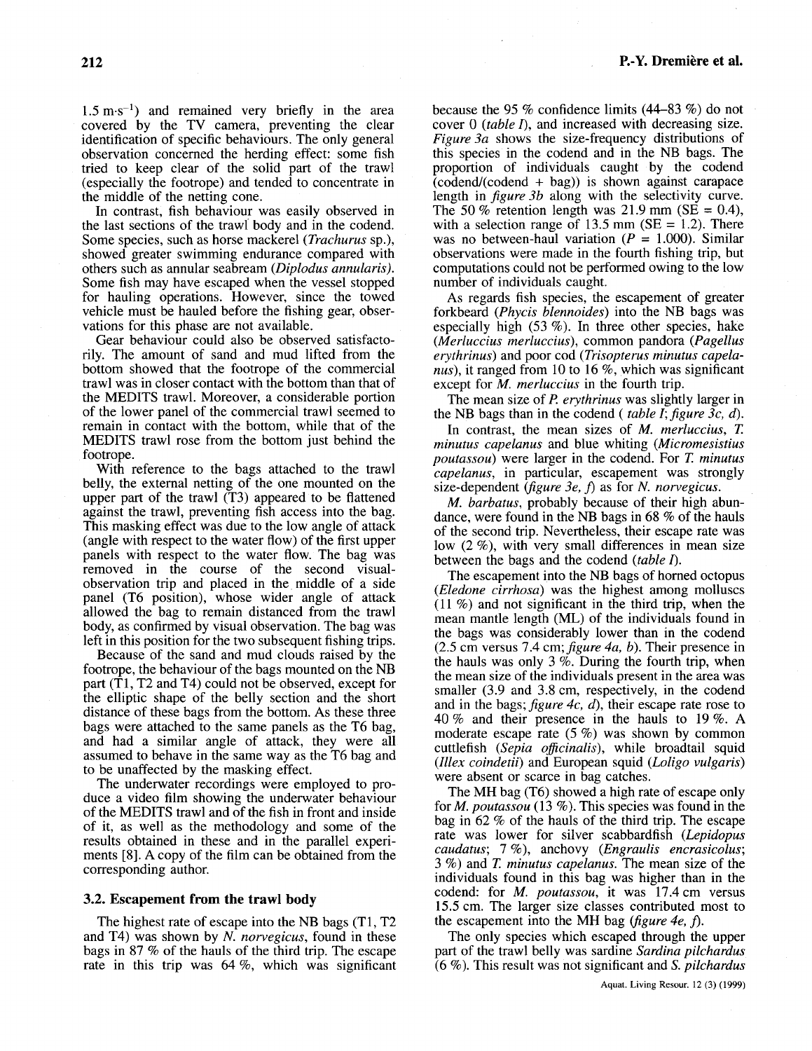$1.5\ m{\cdot}s^{-1}$) and remained very briefly in the area covered by the TV camera, preventing the clear identification of specific behaviours. The only general observation concerned the herding effect: some fish tried to keep clear of the solid part of the trawl (especially the footrope) and tended to concentrate in the middle of the netting cone.

In contrast, fish behaviour was easily observed in the last sections of the trawl body and in the codend. Some species, such as horse mackerel (*Trachurus* sp.), showed greater swimming endurance compared with others such as annular seabream (*Diplodus annularis*). Some fish may have escaped when the vessel stopped for hauling operations. However, since the towed vehicle must be hauled before the fishing gear, observations for this phase are not available.

Gear behaviour could also be observed satisfactorily. The amount of sand and mud lifted from the bottom showed that the footrope of the commercial trawl was in closer contact with the bottom than that of the MEDITS trawl. Moreover, a considerable portion of the lower panel of the commercial trawl seemed to remain in contact with the bottom, while that of the MEDITS trawl rose from the bottom just behind the footrope.

With reference to the bags attached to the trawl belly, the external netting of the one mounted on the upper part of the trawl (T3) appeared to be flattened against the trawl, preventing fish access into the bag. This masking effect was due to the low angle of attack (angle with respect to the water flow) of the first upper panels with respect to the water flow. The bag was removed in the course of the second visual-observation trip and placed in the middle of a side panel (T6 position), whose wider angle of attack allowed the bag to remain distanced from the trawl body, as confirmed by visual observation. The bag was left in this position for the two subsequent fishing trips.

Because of the sand and mud clouds raised by the footrope, the behaviour of the bags mounted on the NB part (T1, T2 and T4) could not be observed, except for the elliptic shape of the belly section and the short distance of these bags from the bottom. As these three bags were attached to the same panels as the T6 bag, and had a similar angle of attack, they were all assumed to behave in the same way as the T6 bag and to be unaffected by the masking effect.

The underwater recordings were employed to produce a video film showing the underwater behaviour of the MEDITS trawl and of the fish in front and inside of it, as well as the methodology and some of the results obtained in these and in the parallel experiments [8]. A copy of the film can be obtained from the corresponding author.

### 3.2. Escapement from the trawl body

The highest rate of escape into the NB bags (T1, T2 and T4) was shown by *N. norvegicus*, found in these bags in 87 % of the hauls of the third trip. The escape rate in this trip was 64 %, which was significant because the 95 % confidence limits (44–83 %) do not cover 0 (*table I*), and increased with decreasing size. *Figure 3a* shows the size-frequency distributions of this species in the codend and in the NB bags. The proportion of individuals caught by the codend (codend/(codend + bag)) is shown against carapace length in *figure 3b* along with the selectivity curve. The 50 % retention length was 21.9 mm (SE = 0.4), with a selection range of 13.5 mm (SE = 1.2). There was no between-haul variation ($P = 1.000$). Similar observations were made in the fourth fishing trip, but computations could not be performed owing to the low number of individuals caught.

As regards fish species, the escapement of greater forkbeard (*Phycis blennoides*) into the NB bags was especially high (53 %). In three other species, hake (*Merluccius merluccius*), common pandora (*Pagellus erythrinus*) and poor cod (*Trisopterus minutus capelanus*), it ranged from 10 to 16 %, which was significant except for *M. merluccius* in the fourth trip.

The mean size of *P. erythrinus* was slightly larger in the NB bags than in the codend (*table I*; *figure 3c, d*).

In contrast, the mean sizes of *M. merluccius*, *T. minutus capelanus* and blue whiting (*Micromesistius poutassou*) were larger in the codend. For *T. minutus capelanus*, in particular, escapement was strongly size-dependent (*figure 3e, f*) as for *N. norvegicus*.

*M. barbatus*, probably because of their high abundance, were found in the NB bags in 68 % of the hauls of the second trip. Nevertheless, their escape rate was low (2 %), with very small differences in mean size between the bags and the codend (*table I*).

The escapement into the NB bags of horned octopus (*Eledone cirrhosa*) was the highest among molluscs (11 %) and not significant in the third trip, when the mean mantle length (ML) of the individuals found in the bags was considerably lower than in the codend (2.5 cm versus 7.4 cm; *figure 4a, b*). Their presence in the hauls was only 3 %. During the fourth trip, when the mean size of the individuals present in the area was smaller (3.9 and 3.8 cm, respectively, in the codend and in the bags; *figure 4c, d*), their escape rate rose to 40 % and their presence in the hauls to 19 %. A moderate escape rate (5 %) was shown by common cuttlefish (*Sepia officinalis*), while broadtail squid (*Illex coindetii*) and European squid (*Loligo vulgaris*) were absent or scarce in bag catches.

The MH bag (T6) showed a high rate of escape only for *M. poutassou* (13 %). This species was found in the bag in 62 % of the hauls of the third trip. The escape rate was lower for silver scabbardfish (*Lepidopus caudatus*; 7 %), anchovy (*Engraulis encrasicolus*; 3 %) and *T. minutus capelanus*. The mean size of the individuals found in this bag was higher than in the codend: for *M. poutassou*, it was 17.4 cm versus 15.5 cm. The larger size classes contributed most to the escapement into the MH bag (*figure 4e, f*).

The only species which escaped through the upper part of the trawl belly was sardine *Sardina pilchardus* (6 %). This result was not significant and *S. pilchardus*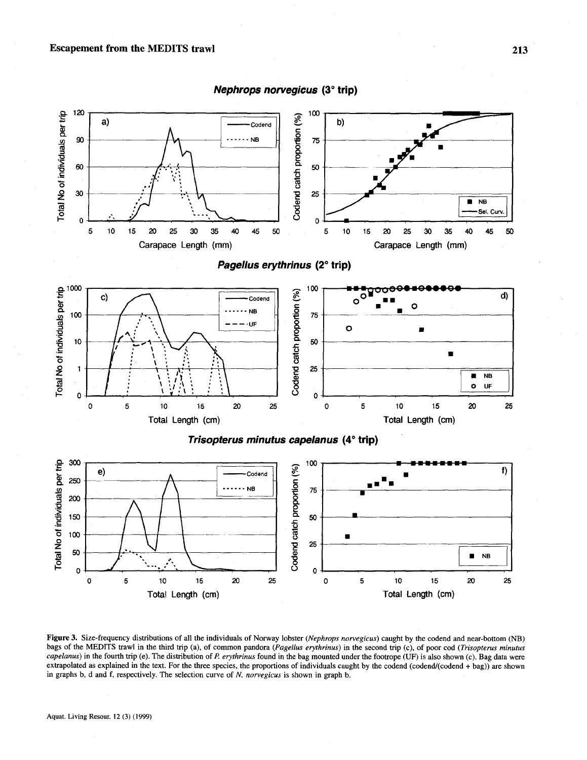**Figure 3.** Size-frequency distributions of all the individuals of Norway lobster (*Nephrops norvegicus*) caught by the codend and near-bottom (NB) bags of the MEDITS trawl in the third trip (a), of common pandora (*Pagellus erythrinus*) in the second trip (c), of poor cod (*Trisopterus minutus capelanus*) in the fourth trip (e). The distribution of *P. erythrinus* found in the bag mounted under the footrope (UF) is also shown (c). Bag data were extrapolated as explained in the text. For the three species, the proportions of individuals caught by the codend (codend/(codend + bag)) are shown in graphs b, d and f, respectively. The selection curve of *N. norvegicus* is shown in graph b.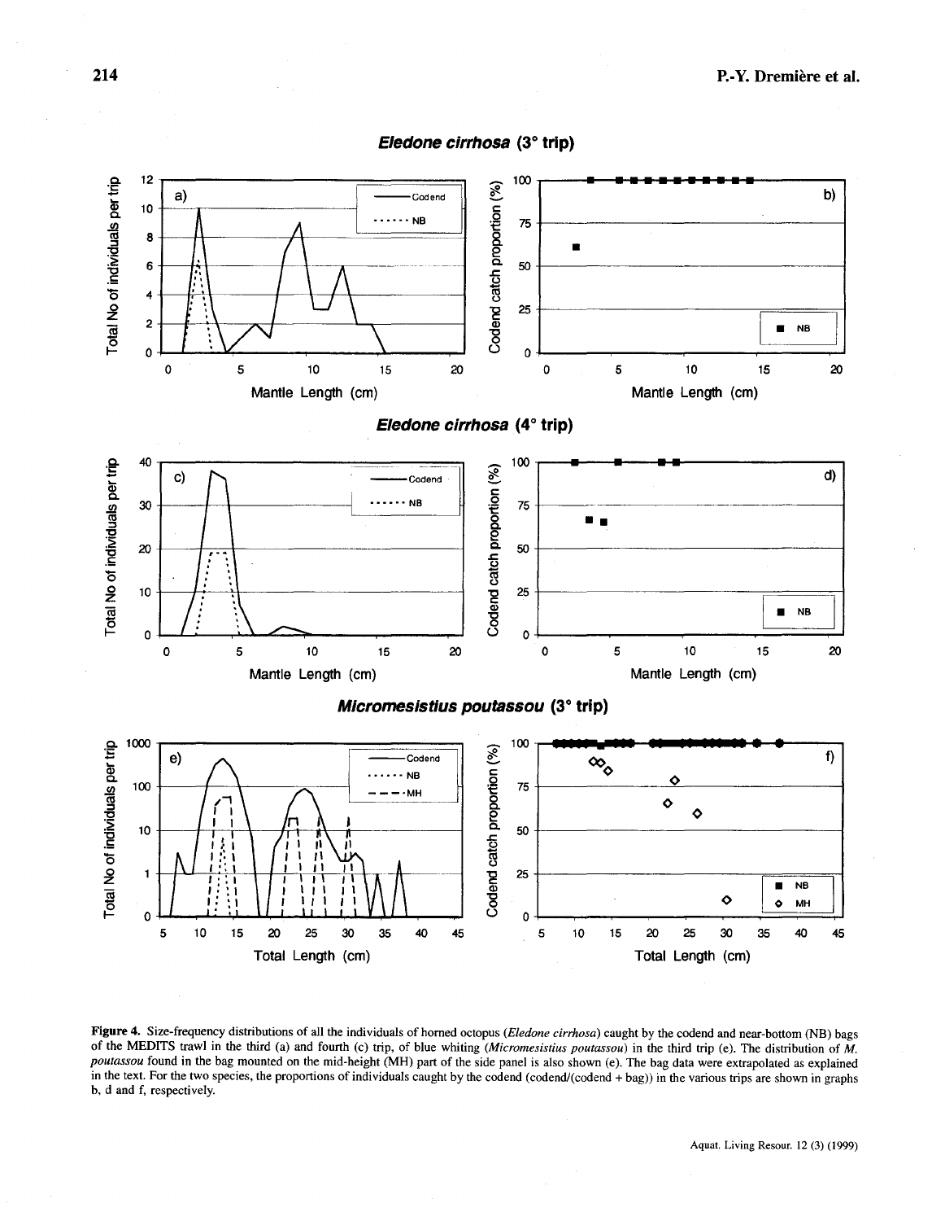**Figure 4.** Size-frequency distributions of all the individuals of horned octopus (*Eledone cirrhosa*) caught by the codend and near-bottom (NB) bags of the MEDITS trawl in the third (a) and fourth (c) trip, of blue whiting (*Micromesistius poutassou*) in the third trip (e). The distribution of *M. poutassou* found in the bag mounted on the mid-height (MH) part of the side panel is also shown (e). The bag data were extrapolated as explained in the text. For the two species, the proportions of individuals caught by the codend (codend/(codend + bag)) in the various trips are shown in graphs b, d and f, respectively.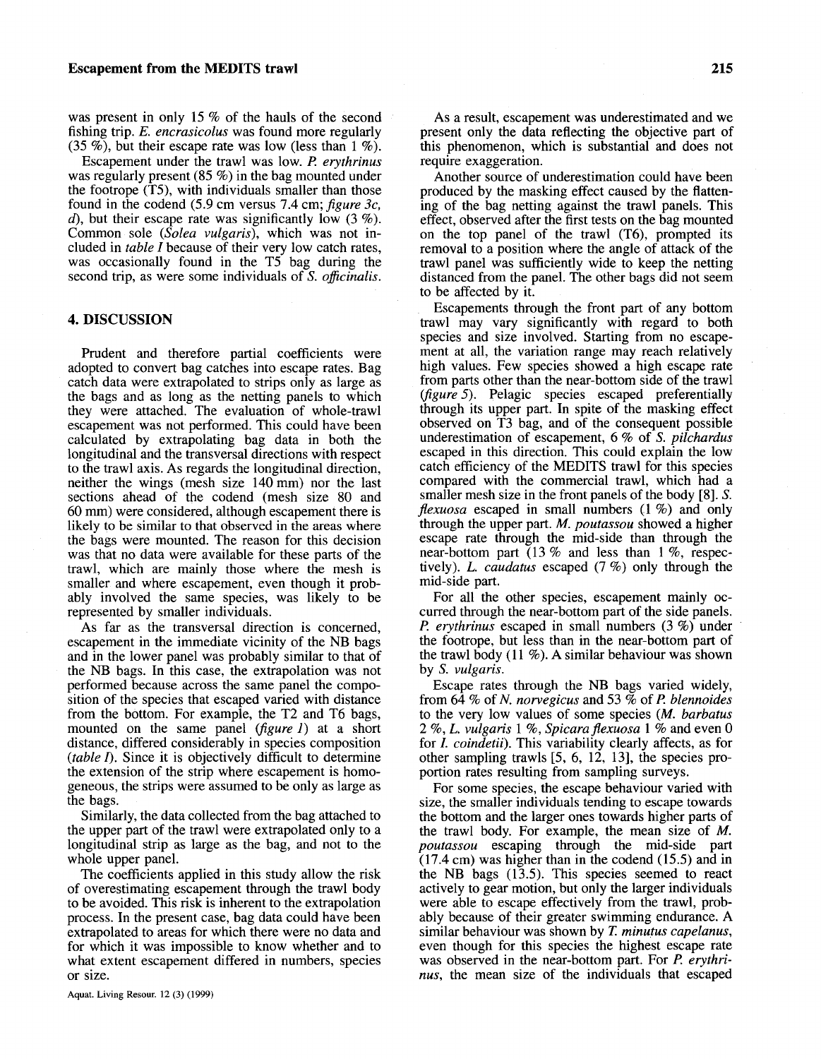was present in only 15 % of the hauls of the second fishing trip. *E. encrasicolus* was found more regularly (35 %), but their escape rate was low (less than 1 %).

Escapement under the trawl was low. *P. erythrinus* was regularly present (85 %) in the bag mounted under the footrope (T5), with individuals smaller than those found in the codend (5.9 cm versus 7.4 cm; *figure 3c, d*), but their escape rate was significantly low (3 %). Common sole (*Solea vulgaris*), which was not included in *table I* because of their very low catch rates, was occasionally found in the T5 bag during the second trip, as were some individuals of *S. officinalis*.

## 4. DISCUSSION

Prudent and therefore partial coefficients were adopted to convert bag catches into escape rates. Bag catch data were extrapolated to strips only as large as the bags and as long as the netting panels to which they were attached. The evaluation of whole-trawl escapement was not performed. This could have been calculated by extrapolating bag data in both the longitudinal and the transversal directions with respect to the trawl axis. As regards the longitudinal direction, neither the wings (mesh size 140 mm) nor the last sections ahead of the codend (mesh size 80 and 60 mm) were considered, although escapement there is likely to be similar to that observed in the areas where the bags were mounted. The reason for this decision was that no data were available for these parts of the trawl, which are mainly those where the mesh is smaller and where escapement, even though it probably involved the same species, was likely to be represented by smaller individuals.

As far as the transversal direction is concerned, escapement in the immediate vicinity of the NB bags and in the lower panel was probably similar to that of the NB bags. In this case, the extrapolation was not performed because across the same panel the composition of the species that escaped varied with distance from the bottom. For example, the T2 and T6 bags, mounted on the same panel (*figure 1*) at a short distance, differed considerably in species composition (*table I*). Since it is objectively difficult to determine the extension of the strip where escapement is homogeneous, the strips were assumed to be only as large as the bags.

Similarly, the data collected from the bag attached to the upper part of the trawl were extrapolated only to a longitudinal strip as large as the bag, and not to the whole upper panel.

The coefficients applied in this study allow the risk of overestimating escapement through the trawl body to be avoided. This risk is inherent to the extrapolation process. In the present case, bag data could have been extrapolated to areas for which there were no data and for which it was impossible to know whether and to what extent escapement differed in numbers, species or size.

As a result, escapement was underestimated and we present only the data reflecting the objective part of this phenomenon, which is substantial and does not require exaggeration.

Another source of underestimation could have been produced by the masking effect caused by the flattening of the bag netting against the trawl panels. This effect, observed after the first tests on the bag mounted on the top panel of the trawl (T6), prompted its removal to a position where the angle of attack of the trawl panel was sufficiently wide to keep the netting distanced from the panel. The other bags did not seem to be affected by it.

Escapements through the front part of any bottom trawl may vary significantly with regard to both species and size involved. Starting from no escapement at all, the variation range may reach relatively high values. Few species showed a high escape rate from parts other than the near-bottom side of the trawl (*figure 5*). Pelagic species escaped preferentially through its upper part. In spite of the masking effect observed on T3 bag, and of the consequent possible underestimation of escapement, 6 % of *S. pilchardus* escaped in this direction. This could explain the low catch efficiency of the MEDITS trawl for this species compared with the commercial trawl, which had a smaller mesh size in the front panels of the body [8]. *S. flexuosa* escaped in small numbers (1 %) and only through the upper part. *M. poutassou* showed a higher escape rate through the mid-side than through the near-bottom part (13 % and less than 1 %, respectively). *L. caudatus* escaped (7 %) only through the mid-side part.

For all the other species, escapement mainly occurred through the near-bottom part of the side panels. *P. erythrinus* escaped in small numbers (3 %) under the footrope, but less than in the near-bottom part of the trawl body (11 %). A similar behaviour was shown by *S. vulgaris*.

Escape rates through the NB bags varied widely, from 64 % of *N. norvegicus* and 53 % of *P. blennoides* to the very low values of some species (*M. barbatus* 2 %, *L. vulgaris* 1 %, *Spicara flexuosa* 1 % and even 0 for *I. coindetii*). This variability clearly affects, as for other sampling trawls [5, 6, 12, 13], the species proportion rates resulting from sampling surveys.

For some species, the escape behaviour varied with size, the smaller individuals tending to escape towards the bottom and the larger ones towards higher parts of the trawl body. For example, the mean size of *M. poutassou* escaping through the mid-side part (17.4 cm) was higher than in the codend (15.5) and in the NB bags (13.5). This species seemed to react actively to gear motion, but only the larger individuals were able to escape effectively from the trawl, probably because of their greater swimming endurance. A similar behaviour was shown by *T. minutus capelanus*, even though for this species the highest escape rate was observed in the near-bottom part. For *P. erythrinus*, the mean size of the individuals that escaped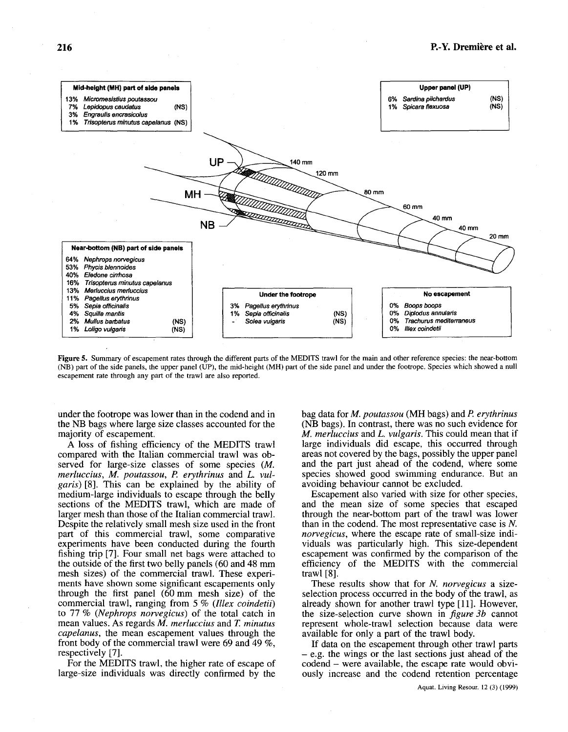**Mid-height (MH) part of side panels**

13% *Micromesistius poutassou*
7% *Lepidopus caudatus* (NS)
3% *Engraulis encrasicolus*
1% *Trisopterus minutus capelanus* (NS)

**Upper panel (UP)**

6% *Sardina pilchardus* (NS)
1% *Spicara flexuosa* (NS)

**Near-bottom (NB) part of side panels**

64% *Nephrops norvegicus*
53% *Phycis blennoides*
40% *Eledone cirrhosa*
16% *Trisopterus minutus capelanus*
13% *Merluccius merluccius*
11% *Pagellus erythrinus*
5% *Sepia officinalis*
4% *Squilla mantis*
2% *Mullus barbatus* (NS)
1% *Loligo vulgaris* (NS)

**Under the footrope**

3% *Pagellus erythrinus*
1% *Sepia officinalis* (NS)
- *Solea vulgaris* (NS)

**No escapement**

0% *Boops boops*
0% *Diplodus annularis*
0% *Trachurus mediterraneus*
0% *Illex coindetii*

**Figure 5.** Summary of escapement rates through the different parts of the MEDITS trawl for the main and other reference species: the near-bottom (NB) part of the side panels, the upper panel (UP), the mid-height (MH) part of the side panel and under the footrope. Species which showed a null escapement rate through any part of the trawl are also reported.

under the footrope was lower than in the codend and in the NB bags where large size classes accounted for the majority of escapement.

A loss of fishing efficiency of the MEDITS trawl compared with the Italian commercial trawl was observed for large-size classes of some species (*M. merluccius*, *M. poutassou*, *P. erythrinus* and *L. vulgaris*) [8]. This can be explained by the ability of medium-large individuals to escape through the belly sections of the MEDITS trawl, which are made of larger mesh than those of the Italian commercial trawl. Despite the relatively small mesh size used in the front part of this commercial trawl, some comparative experiments have been conducted during the fourth fishing trip [7]. Four small net bags were attached to the outside of the first two belly panels (60 and 48 mm mesh sizes) of the commercial trawl. These experiments have shown some significant escapements only through the first panel (60 mm mesh size) of the commercial trawl, ranging from 5 % (*Illex coindetii*) to 77 % (*Nephrops norvegicus*) of the total catch in mean values. As regards *M. merluccius* and *T. minutus capelanus*, the mean escapement values through the front body of the commercial trawl were 69 and 49 %, respectively [7].

For the MEDITS trawl, the higher rate of escape of large-size individuals was directly confirmed by the bag data for *M. poutassou* (MH bags) and *P. erythrinus* (NB bags). In contrast, there was no such evidence for *M. merluccius* and *L. vulgaris*. This could mean that if large individuals did escape, this occurred through areas not covered by the bags, possibly the upper panel and the part just ahead of the codend, where some species showed good swimming endurance. But an avoiding behaviour cannot be excluded.

Escapement also varied with size for other species, and the mean size of some species that escaped through the near-bottom part of the trawl was lower than in the codend. The most representative case is *N. norvegicus*, where the escape rate of small-size individuals was particularly high. This size-dependent escapement was confirmed by the comparison of the efficiency of the MEDITS with the commercial trawl [8].

These results show that for *N. norvegicus* a size-selection process occurred in the body of the trawl, as already shown for another trawl type [11]. However, the size-selection curve shown in *figure 3b* cannot represent whole-trawl selection because data were available for only a part of the trawl body.

If data on the escapement through other trawl parts – e.g. the wings or the last sections just ahead of the codend – were available, the escape rate would obviously increase and the codend retention percentage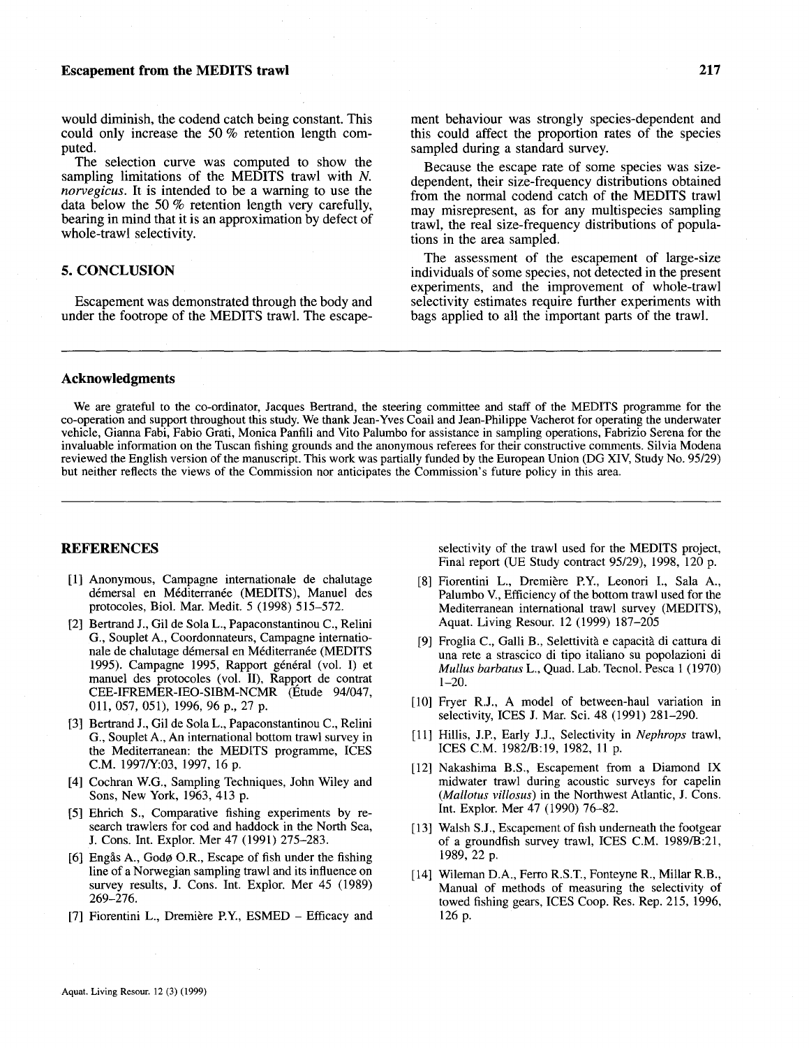would diminish, the codend catch being constant. This could only increase the 50 % retention length computed.

The selection curve was computed to show the sampling limitations of the MEDITS trawl with *N. norvegicus*. It is intended to be a warning to use the data below the 50 % retention length very carefully, bearing in mind that it is an approximation by defect of whole-trawl selectivity.

## 5. CONCLUSION

Escapement was demonstrated through the body and under the footrope of the MEDITS trawl. The escapement behaviour was strongly species-dependent and this could affect the proportion rates of the species sampled during a standard survey.

Because the escape rate of some species was size-dependent, their size-frequency distributions obtained from the normal codend catch of the MEDITS trawl may misrepresent, as for any multispecies sampling trawl, the real size-frequency distributions of populations in the area sampled.

The assessment of the escapement of large-size individuals of some species, not detected in the present experiments, and the improvement of whole-trawl selectivity estimates require further experiments with bags applied to all the important parts of the trawl.

## Acknowledgments

We are grateful to the co-ordinator, Jacques Bertrand, the steering committee and staff of the MEDITS programme for the co-operation and support throughout this study. We thank Jean-Yves Coail and Jean-Philippe Vacherot for operating the underwater vehicle, Gianna Fabi, Fabio Grati, Monica Panfili and Vito Palumbo for assistance in sampling operations, Fabrizio Serena for the invaluable information on the Tuscan fishing grounds and the anonymous referees for their constructive comments. Silvia Modena reviewed the English version of the manuscript. This work was partially funded by the European Union (DG XIV, Study No. 95/29) but neither reflects the views of the Commission nor anticipates the Commission's future policy in this area.

## REFERENCES

[1] Anonymous, Campagne internationale de chalutage démersal en Méditerranée (MEDITS), Manuel des protocoles, Biol. Mar. Medit. 5 (1998) 515–572.

[2] Bertrand J., Gil de Sola L., Papaconstantinou C., Relini G., Souplet A., Coordonnateurs, Campagne internationale de chalutage démersal en Méditerranée (MEDITS 1995). Campagne 1995, Rapport général (vol. I) et manuel des protocoles (vol. II), Rapport de contrat CEE-IFREMER-IEO-SIBM-NCMR (Étude 94/047, 011, 057, 051), 1996, 96 p., 27 p.

[3] Bertrand J., Gil de Sola L., Papaconstantinou C., Relini G., Souplet A., An international bottom trawl survey in the Mediterranean: the MEDITS programme, ICES C.M. 1997/Y:03, 1997, 16 p.

[4] Cochran W.G., Sampling Techniques, John Wiley and Sons, New York, 1963, 413 p.

[5] Ehrich S., Comparative fishing experiments by research trawlers for cod and haddock in the North Sea, J. Cons. Int. Explor. Mer 47 (1991) 275–283.

[6] Engås A., Godø O.R., Escape of fish under the fishing line of a Norwegian sampling trawl and its influence on survey results, J. Cons. Int. Explor. Mer 45 (1989) 269–276.

[7] Fiorentini L., Dremière P.Y., ESMED – Efficacy and selectivity of the trawl used for the MEDITS project, Final report (UE Study contract 95/29), 1998, 120 p.

[8] Fiorentini L., Dremière P.Y., Leonori I., Sala A., Palumbo V., Efficiency of the bottom trawl used for the Mediterranean international trawl survey (MEDITS), Aquat. Living Resour. 12 (1999) 187–205

[9] Froglia C., Galli B., Selettività e capacità di cattura di una rete a strascico di tipo italiano su popolazioni di *Mullus barbatus* L., Quad. Lab. Tecnol. Pesca 1 (1970) 1–20.

[10] Fryer R.J., A model of between-haul variation in selectivity, ICES J. Mar. Sci. 48 (1991) 281–290.

[11] Hillis, J.P., Early J.J., Selectivity in *Nephrops* trawl, ICES C.M. 1982/B:19, 1982, 11 p.

[12] Nakashima B.S., Escapement from a Diamond IX midwater trawl during acoustic surveys for capelin (*Mallotus villosus*) in the Northwest Atlantic, J. Cons. Int. Explor. Mer 47 (1990) 76–82.

[13] Walsh S.J., Escapement of fish underneath the footgear of a groundfish survey trawl, ICES C.M. 1989/B:21, 1989, 22 p.

[14] Wileman D.A., Ferro R.S.T., Fonteyne R., Millar R.B., Manual of methods of measuring the selectivity of towed fishing gears, ICES Coop. Res. Rep. 215, 1996, 126 p.